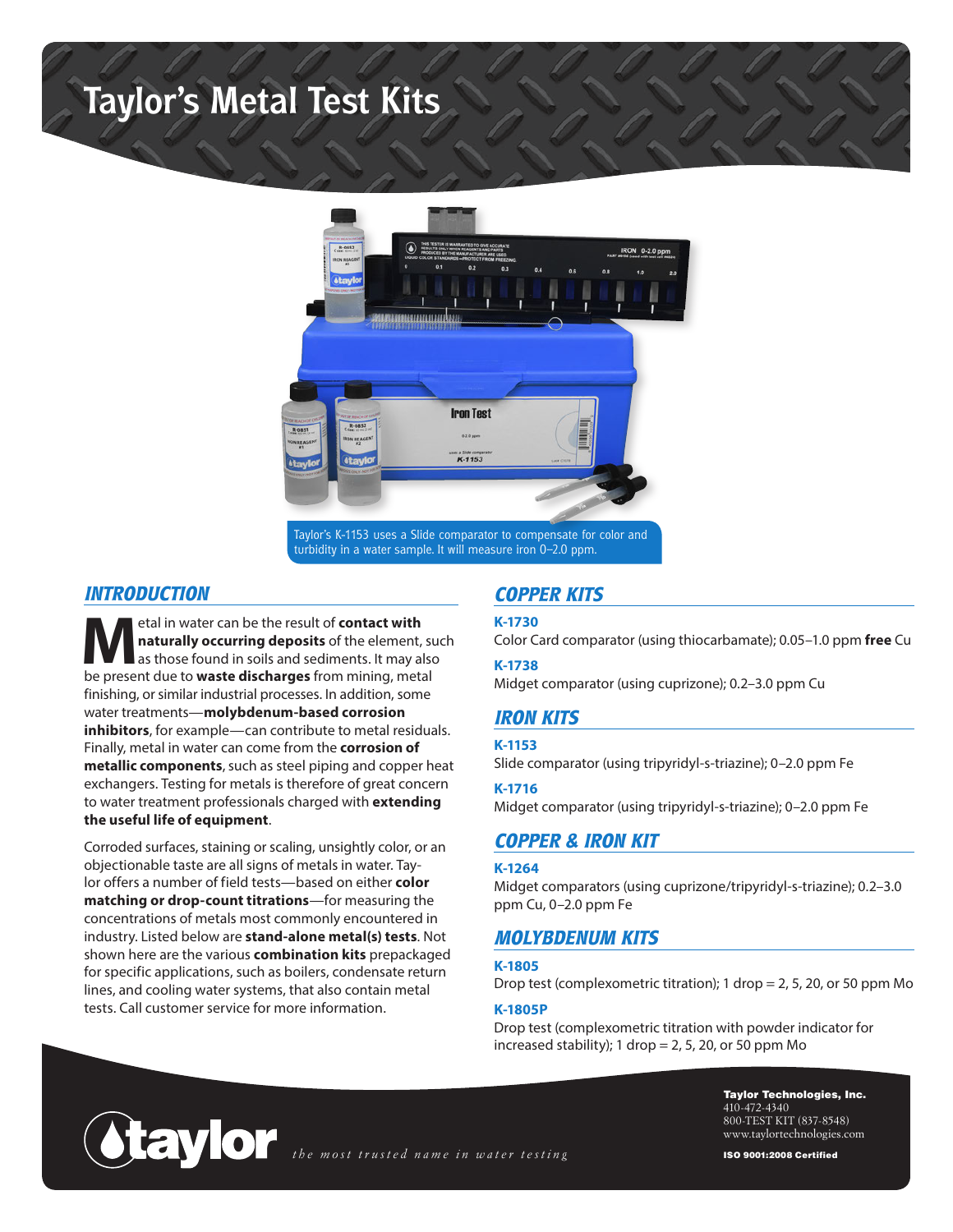# Taylor's Metal Test Kits

Taylor's K-1153 uses a Slide comparator to compensate for color and turbidity in a water sample. It will measure iron 0–2.0 ppm.

## INTRODUCTION

Metal in water can be the result of **contact with naturally occurring deposits** of the element, such as those found in soils and sediments. It may also be present due to **waste discharges** from mining, metal finishing, or similar industrial processes. In addition, some water treatments—**molybdenum-based corrosion inhibitors**, for example—can contribute to metal residuals. Finally, metal in water can come from the **corrosion of metallic components**, such as steel piping and copper heat exchangers. Testing for metals is therefore of great concern to water treatment professionals charged with **extending the useful life of equipment**.

Corroded surfaces, staining or scaling, unsightly color, or an objectionable taste are all signs of metals in water. Taylor offers a number of field tests—based on either **color matching or drop-count titrations**—for measuring the concentrations of metals most commonly encountered in industry. Listed below are **stand-alone metal(s) tests**. Not shown here are the various **combination kits** prepackaged for specific applications, such as boilers, condensate return lines, and cooling water systems, that also contain metal tests. Call customer service for more information.

## COPPER KITS

**K-1730**
Color Card comparator (using thiocarbamate); 0.05–1.0 ppm **free** Cu

**K-1738**
Midget comparator (using cuprizone); 0.2–3.0 ppm Cu

## IRON KITS

**K-1153**
Slide comparator (using tripyridyl-s-triazine); 0–2.0 ppm Fe

**K-1716**
Midget comparator (using tripyridyl-s-triazine); 0–2.0 ppm Fe

## COPPER & IRON KIT

**K-1264**
Midget comparators (using cuprizone/tripyridyl-s-triazine); 0.2–3.0 ppm Cu, 0–2.0 ppm Fe

## MOLYBDENUM KITS

**K-1805**
Drop test (complexometric titration); 1 drop = 2, 5, 20, or 50 ppm Mo

**K-1805P**
Drop test (complexometric titration with powder indicator for increased stability); 1 drop = 2, 5, 20, or 50 ppm Mo

taylor *the most trusted name in water testing*

**Taylor Technologies, Inc.**
410-472-4340
800-TEST KIT (837-8548)
www.taylortechnologies.com

**ISO 9001:2008 Certified**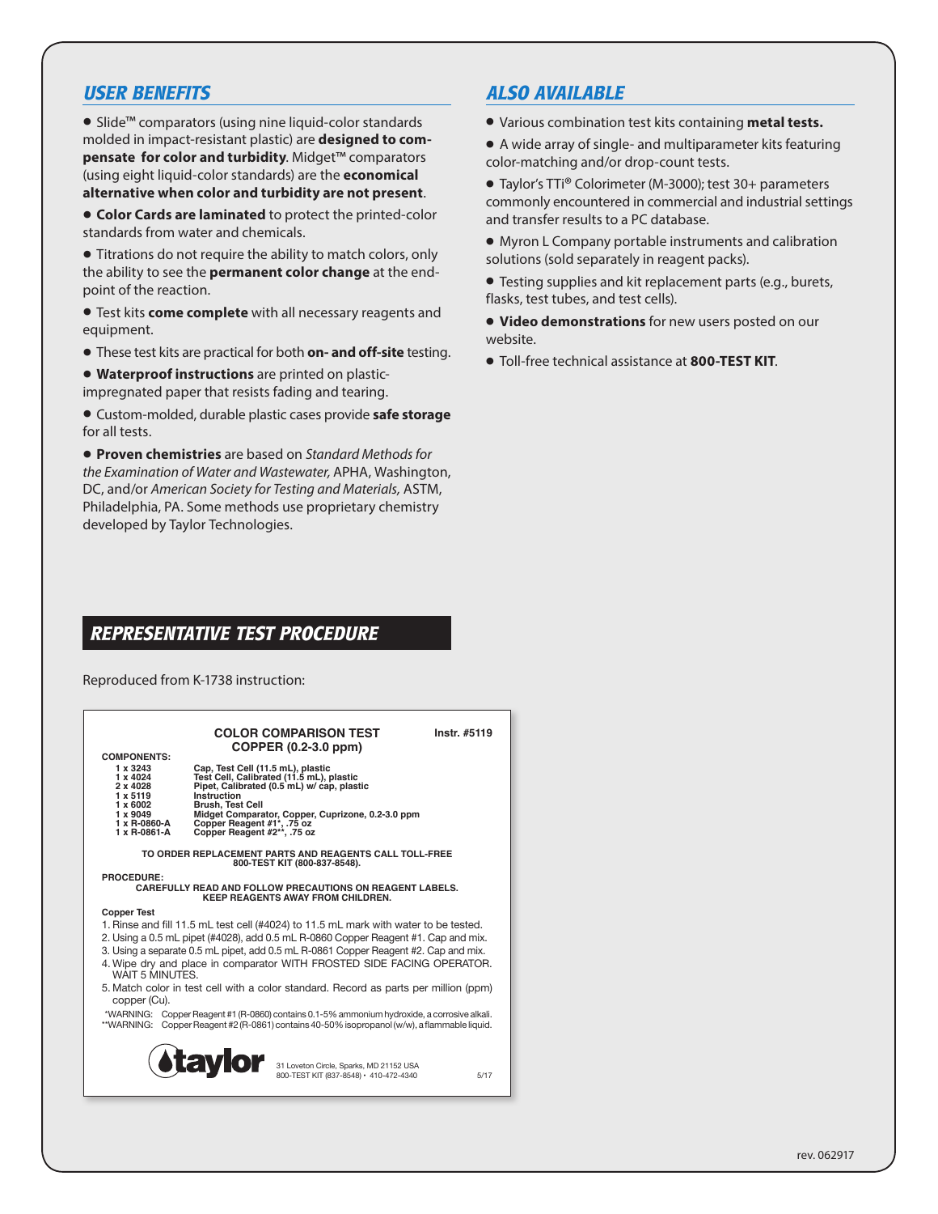## USER BENEFITS

- Slide™ comparators (using nine liquid-color standards molded in impact-resistant plastic) are **designed to compensate for color and turbidity**. Midget™ comparators (using eight liquid-color standards) are the **economical alternative when color and turbidity are not present**.
- **Color Cards are laminated** to protect the printed-color standards from water and chemicals.
- Titrations do not require the ability to match colors, only the ability to see the **permanent color change** at the endpoint of the reaction.
- Test kits **come complete** with all necessary reagents and equipment.
- These test kits are practical for both **on- and off-site** testing.
- **Waterproof instructions** are printed on plastic-impregnated paper that resists fading and tearing.
- Custom-molded, durable plastic cases provide **safe storage** for all tests.
- **Proven chemistries** are based on *Standard Methods for the Examination of Water and Wastewater,* APHA, Washington, DC, and/or *American Society for Testing and Materials,* ASTM, Philadelphia, PA. Some methods use proprietary chemistry developed by Taylor Technologies.

## ALSO AVAILABLE

- Various combination test kits containing **metal tests.**
- A wide array of single- and multiparameter kits featuring color-matching and/or drop-count tests.
- Taylor's TTi® Colorimeter (M-3000); test 30+ parameters commonly encountered in commercial and industrial settings and transfer results to a PC database.
- Myron L Company portable instruments and calibration solutions (sold separately in reagent packs).
- Testing supplies and kit replacement parts (e.g., burets, flasks, test tubes, and test cells).
- **Video demonstrations** for new users posted on our website.
- Toll-free technical assistance at **800-TEST KIT**.

## REPRESENTATIVE TEST PROCEDURE

Reproduced from K-1738 instruction:

**COLOR COMPARISON TEST**
**COPPER (0.2-3.0 ppm)**

**Instr. #5119**

**COMPONENTS:**

| | |
|---|---|
| 1 x 3243 | Cap, Test Cell (11.5 mL), plastic |
| 1 x 4024 | Test Cell, Calibrated (11.5 mL), plastic |
| 2 x 4028 | Pipet, Calibrated (0.5 mL) w/ cap, plastic |
| 1 x 5119 | Instruction |
| 1 x 6002 | Brush, Test Cell |
| 1 x 9049 | Midget Comparator, Copper, Cuprizone, 0.2-3.0 ppm |
| 1 x R-0860-A | Copper Reagent #1*, .75 oz |
| 1 x R-0861-A | Copper Reagent #2**, .75 oz |

**TO ORDER REPLACEMENT PARTS AND REAGENTS CALL TOLL-FREE 800-TEST KIT (800-837-8548).**

**PROCEDURE:**

**CAREFULLY READ AND FOLLOW PRECAUTIONS ON REAGENT LABELS. KEEP REAGENTS AWAY FROM CHILDREN.**

**Copper Test**

1. Rinse and fill 11.5 mL test cell (#4024) to 11.5 mL mark with water to be tested.
2. Using a 0.5 mL pipet (#4028), add 0.5 mL R-0860 Copper Reagent #1. Cap and mix.
3. Using a separate 0.5 mL pipet, add 0.5 mL R-0861 Copper Reagent #2. Cap and mix.
4. Wipe dry and place in comparator WITH FROSTED SIDE FACING OPERATOR. WAIT 5 MINUTES.
5. Match color in test cell with a color standard. Record as parts per million (ppm) copper (Cu).

*WARNING: Copper Reagent #1 (R-0860) contains 0.1-5% ammonium hydroxide, a corrosive alkali.
**WARNING: Copper Reagent #2 (R-0861) contains 40-50% isopropanol (w/w), a flammable liquid.

taylor
31 Loveton Circle, Sparks, MD 21152 USA
800-TEST KIT (837-8548) • 410-472-4340
5/17

rev. 062917